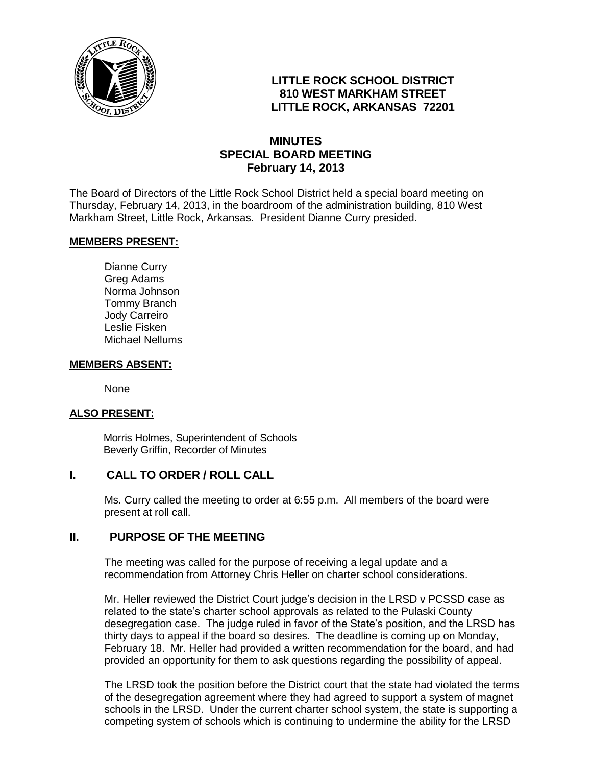**LITTLE ROCK SCHOOL DISTRICT**
**810 WEST MARKHAM STREET**
**LITTLE ROCK, ARKANSAS 72201**

# MINUTES
## SPECIAL BOARD MEETING
### February 14, 2013

The Board of Directors of the Little Rock School District held a special board meeting on Thursday, February 14, 2013, in the boardroom of the administration building, 810 West Markham Street, Little Rock, Arkansas. President Dianne Curry presided.

**MEMBERS PRESENT:**

Dianne Curry
Greg Adams
Norma Johnson
Tommy Branch
Jody Carreiro
Leslie Fisken
Michael Nellums

**MEMBERS ABSENT:**

None

**ALSO PRESENT:**

Morris Holmes, Superintendent of Schools
Beverly Griffin, Recorder of Minutes

## I. CALL TO ORDER / ROLL CALL

Ms. Curry called the meeting to order at 6:55 p.m. All members of the board were present at roll call.

## II. PURPOSE OF THE MEETING

The meeting was called for the purpose of receiving a legal update and a recommendation from Attorney Chris Heller on charter school considerations.

Mr. Heller reviewed the District Court judge's decision in the LRSD v PCSSD case as related to the state's charter school approvals as related to the Pulaski County desegregation case. The judge ruled in favor of the State's position, and the LRSD has thirty days to appeal if the board so desires. The deadline is coming up on Monday, February 18. Mr. Heller had provided a written recommendation for the board, and had provided an opportunity for them to ask questions regarding the possibility of appeal.

The LRSD took the position before the District court that the state had violated the terms of the desegregation agreement where they had agreed to support a system of magnet schools in the LRSD. Under the current charter school system, the state is supporting a competing system of schools which is continuing to undermine the ability for the LRSD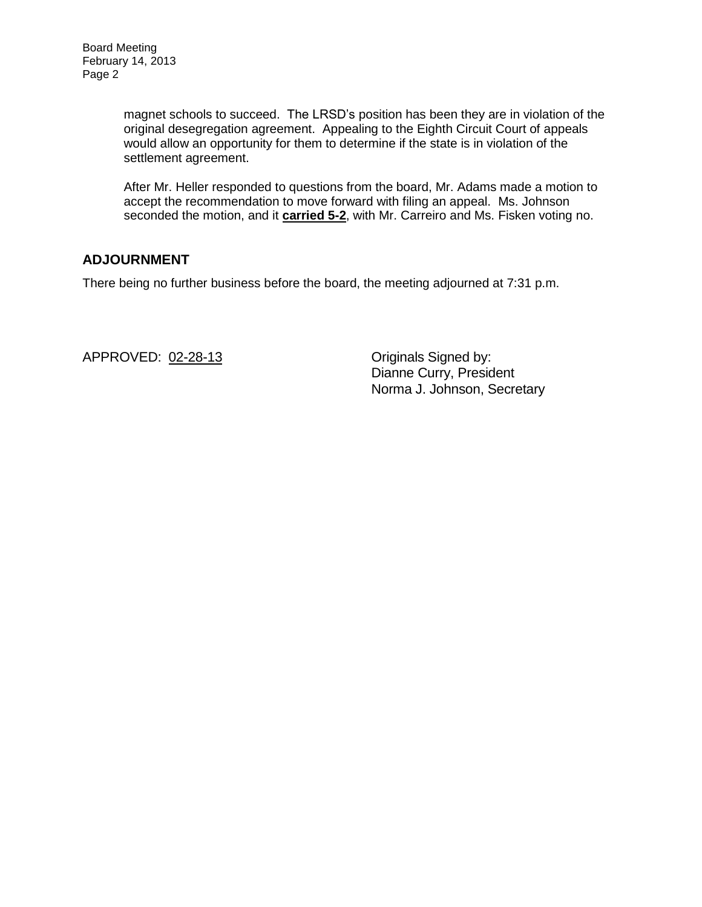magnet schools to succeed. The LRSD's position has been they are in violation of the original desegregation agreement. Appealing to the Eighth Circuit Court of appeals would allow an opportunity for them to determine if the state is in violation of the settlement agreement.

After Mr. Heller responded to questions from the board, Mr. Adams made a motion to accept the recommendation to move forward with filing an appeal. Ms. Johnson seconded the motion, and it **carried 5-2**, with Mr. Carreiro and Ms. Fisken voting no.

## ADJOURNMENT

There being no further business before the board, the meeting adjourned at 7:31 p.m.

APPROVED: 02-28-13

Originals Signed by:
Dianne Curry, President
Norma J. Johnson, Secretary